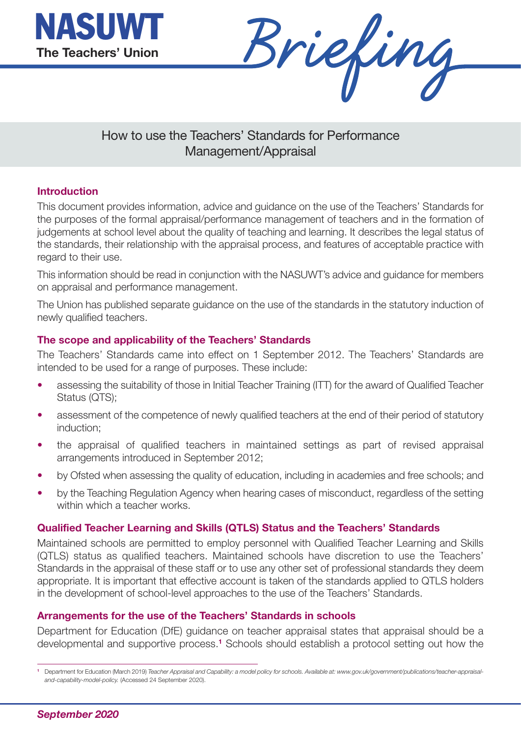# NASUWT
**The Teachers' Union**

# Briefing

## How to use the Teachers' Standards for Performance Management/Appraisal

### Introduction

This document provides information, advice and guidance on the use of the Teachers' Standards for the purposes of the formal appraisal/performance management of teachers and in the formation of judgements at school level about the quality of teaching and learning. It describes the legal status of the standards, their relationship with the appraisal process, and features of acceptable practice with regard to their use.

This information should be read in conjunction with the NASUWT's advice and guidance for members on appraisal and performance management.

The Union has published separate guidance on the use of the standards in the statutory induction of newly qualified teachers.

### The scope and applicability of the Teachers' Standards

The Teachers' Standards came into effect on 1 September 2012. The Teachers' Standards are intended to be used for a range of purposes. These include:

- assessing the suitability of those in Initial Teacher Training (ITT) for the award of Qualified Teacher Status (QTS);
- assessment of the competence of newly qualified teachers at the end of their period of statutory induction;
- the appraisal of qualified teachers in maintained settings as part of revised appraisal arrangements introduced in September 2012;
- by Ofsted when assessing the quality of education, including in academies and free schools; and
- by the Teaching Regulation Agency when hearing cases of misconduct, regardless of the setting within which a teacher works.

### Qualified Teacher Learning and Skills (QTLS) Status and the Teachers' Standards

Maintained schools are permitted to employ personnel with Qualified Teacher Learning and Skills (QTLS) status as qualified teachers. Maintained schools have discretion to use the Teachers' Standards in the appraisal of these staff or to use any other set of professional standards they deem appropriate. It is important that effective account is taken of the standards applied to QTLS holders in the development of school-level approaches to the use of the Teachers' Standards.

### Arrangements for the use of the Teachers' Standards in schools

Department for Education (DfE) guidance on teacher appraisal states that appraisal should be a developmental and supportive process.[1] Schools should establish a protocol setting out how the

---

[1] Department for Education (March 2019) *Teacher Appraisal and Capability: a model policy for schools. Available at: www.gov.uk/government/publications/teacher-appraisal-and-capability-model-policy.* (Accessed 24 September 2020).

*September 2020*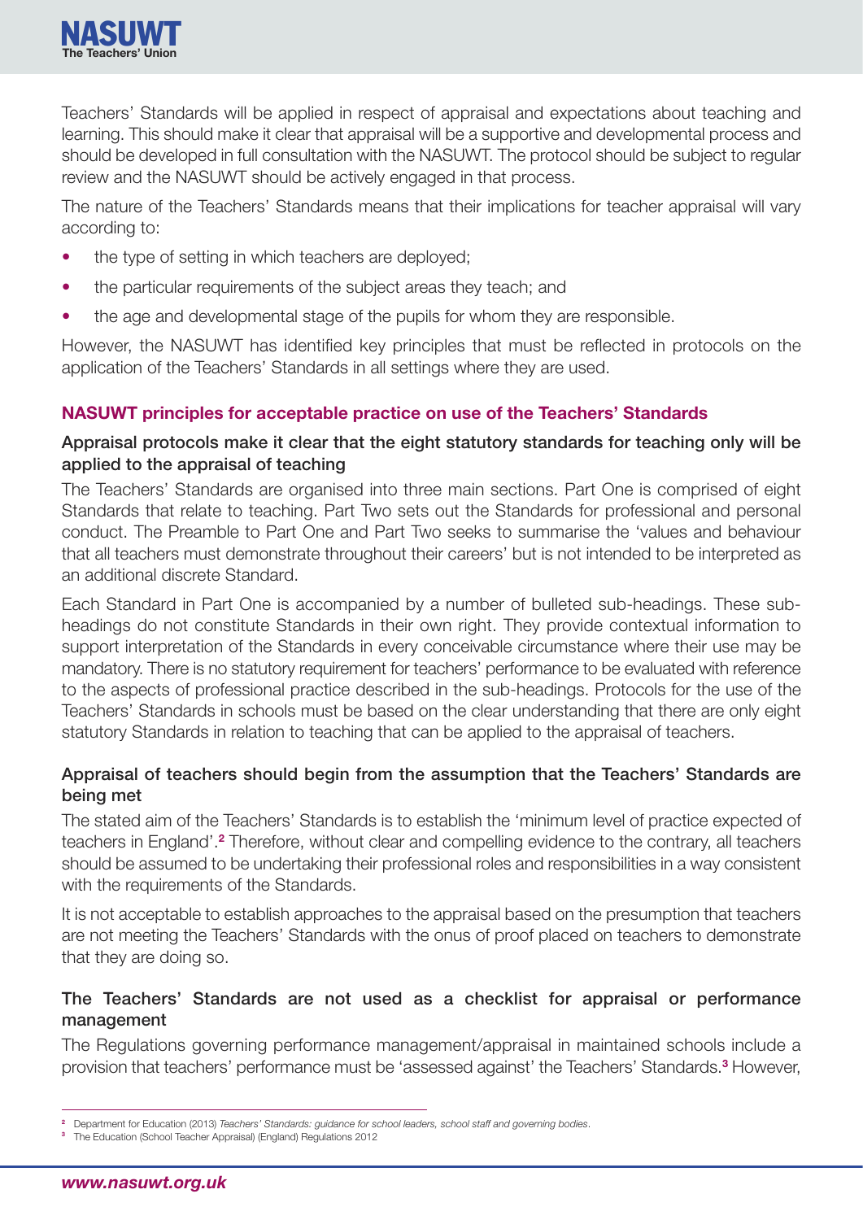Teachers' Standards will be applied in respect of appraisal and expectations about teaching and learning. This should make it clear that appraisal will be a supportive and developmental process and should be developed in full consultation with the NASUWT. The protocol should be subject to regular review and the NASUWT should be actively engaged in that process.

The nature of the Teachers' Standards means that their implications for teacher appraisal will vary according to:

- the type of setting in which teachers are deployed;
- the particular requirements of the subject areas they teach; and
- the age and developmental stage of the pupils for whom they are responsible.

However, the NASUWT has identified key principles that must be reflected in protocols on the application of the Teachers' Standards in all settings where they are used.

## NASUWT principles for acceptable practice on use of the Teachers' Standards

### Appraisal protocols make it clear that the eight statutory standards for teaching only will be applied to the appraisal of teaching

The Teachers' Standards are organised into three main sections. Part One is comprised of eight Standards that relate to teaching. Part Two sets out the Standards for professional and personal conduct. The Preamble to Part One and Part Two seeks to summarise the 'values and behaviour that all teachers must demonstrate throughout their careers' but is not intended to be interpreted as an additional discrete Standard.

Each Standard in Part One is accompanied by a number of bulleted sub-headings. These sub-headings do not constitute Standards in their own right. They provide contextual information to support interpretation of the Standards in every conceivable circumstance where their use may be mandatory. There is no statutory requirement for teachers' performance to be evaluated with reference to the aspects of professional practice described in the sub-headings. Protocols for the use of the Teachers' Standards in schools must be based on the clear understanding that there are only eight statutory Standards in relation to teaching that can be applied to the appraisal of teachers.

### Appraisal of teachers should begin from the assumption that the Teachers' Standards are being met

The stated aim of the Teachers' Standards is to establish the 'minimum level of practice expected of teachers in England'.[2] Therefore, without clear and compelling evidence to the contrary, all teachers should be assumed to be undertaking their professional roles and responsibilities in a way consistent with the requirements of the Standards.

It is not acceptable to establish approaches to the appraisal based on the presumption that teachers are not meeting the Teachers' Standards with the onus of proof placed on teachers to demonstrate that they are doing so.

### The Teachers' Standards are not used as a checklist for appraisal or performance management

The Regulations governing performance management/appraisal in maintained schools include a provision that teachers' performance must be 'assessed against' the Teachers' Standards.[3] However,

---

[2] Department for Education (2013) *Teachers' Standards: guidance for school leaders, school staff and governing bodies*.

[3] The Education (School Teacher Appraisal) (England) Regulations 2012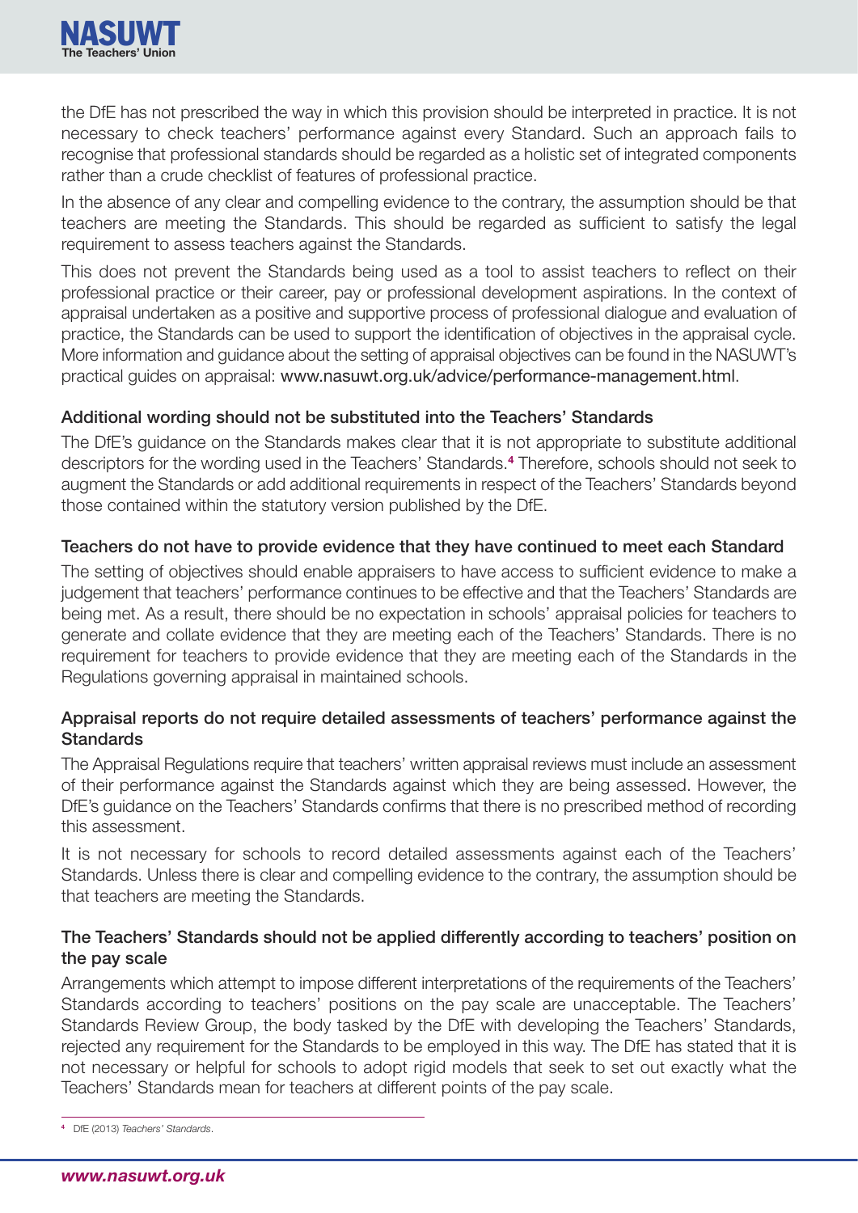the DfE has not prescribed the way in which this provision should be interpreted in practice. It is not necessary to check teachers' performance against every Standard. Such an approach fails to recognise that professional standards should be regarded as a holistic set of integrated components rather than a crude checklist of features of professional practice.

In the absence of any clear and compelling evidence to the contrary, the assumption should be that teachers are meeting the Standards. This should be regarded as sufficient to satisfy the legal requirement to assess teachers against the Standards.

This does not prevent the Standards being used as a tool to assist teachers to reflect on their professional practice or their career, pay or professional development aspirations. In the context of appraisal undertaken as a positive and supportive process of professional dialogue and evaluation of practice, the Standards can be used to support the identification of objectives in the appraisal cycle. More information and guidance about the setting of appraisal objectives can be found in the NASUWT's practical guides on appraisal: www.nasuwt.org.uk/advice/performance-management.html.

### Additional wording should not be substituted into the Teachers' Standards

The DfE's guidance on the Standards makes clear that it is not appropriate to substitute additional descriptors for the wording used in the Teachers' Standards.[4] Therefore, schools should not seek to augment the Standards or add additional requirements in respect of the Teachers' Standards beyond those contained within the statutory version published by the DfE.

### Teachers do not have to provide evidence that they have continued to meet each Standard

The setting of objectives should enable appraisers to have access to sufficient evidence to make a judgement that teachers' performance continues to be effective and that the Teachers' Standards are being met. As a result, there should be no expectation in schools' appraisal policies for teachers to generate and collate evidence that they are meeting each of the Teachers' Standards. There is no requirement for teachers to provide evidence that they are meeting each of the Standards in the Regulations governing appraisal in maintained schools.

### Appraisal reports do not require detailed assessments of teachers' performance against the Standards

The Appraisal Regulations require that teachers' written appraisal reviews must include an assessment of their performance against the Standards against which they are being assessed. However, the DfE's guidance on the Teachers' Standards confirms that there is no prescribed method of recording this assessment.

It is not necessary for schools to record detailed assessments against each of the Teachers' Standards. Unless there is clear and compelling evidence to the contrary, the assumption should be that teachers are meeting the Standards.

### The Teachers' Standards should not be applied differently according to teachers' position on the pay scale

Arrangements which attempt to impose different interpretations of the requirements of the Teachers' Standards according to teachers' positions on the pay scale are unacceptable. The Teachers' Standards Review Group, the body tasked by the DfE with developing the Teachers' Standards, rejected any requirement for the Standards to be employed in this way. The DfE has stated that it is not necessary or helpful for schools to adopt rigid models that seek to set out exactly what the Teachers' Standards mean for teachers at different points of the pay scale.

---

[4] DfE (2013) *Teachers' Standards*.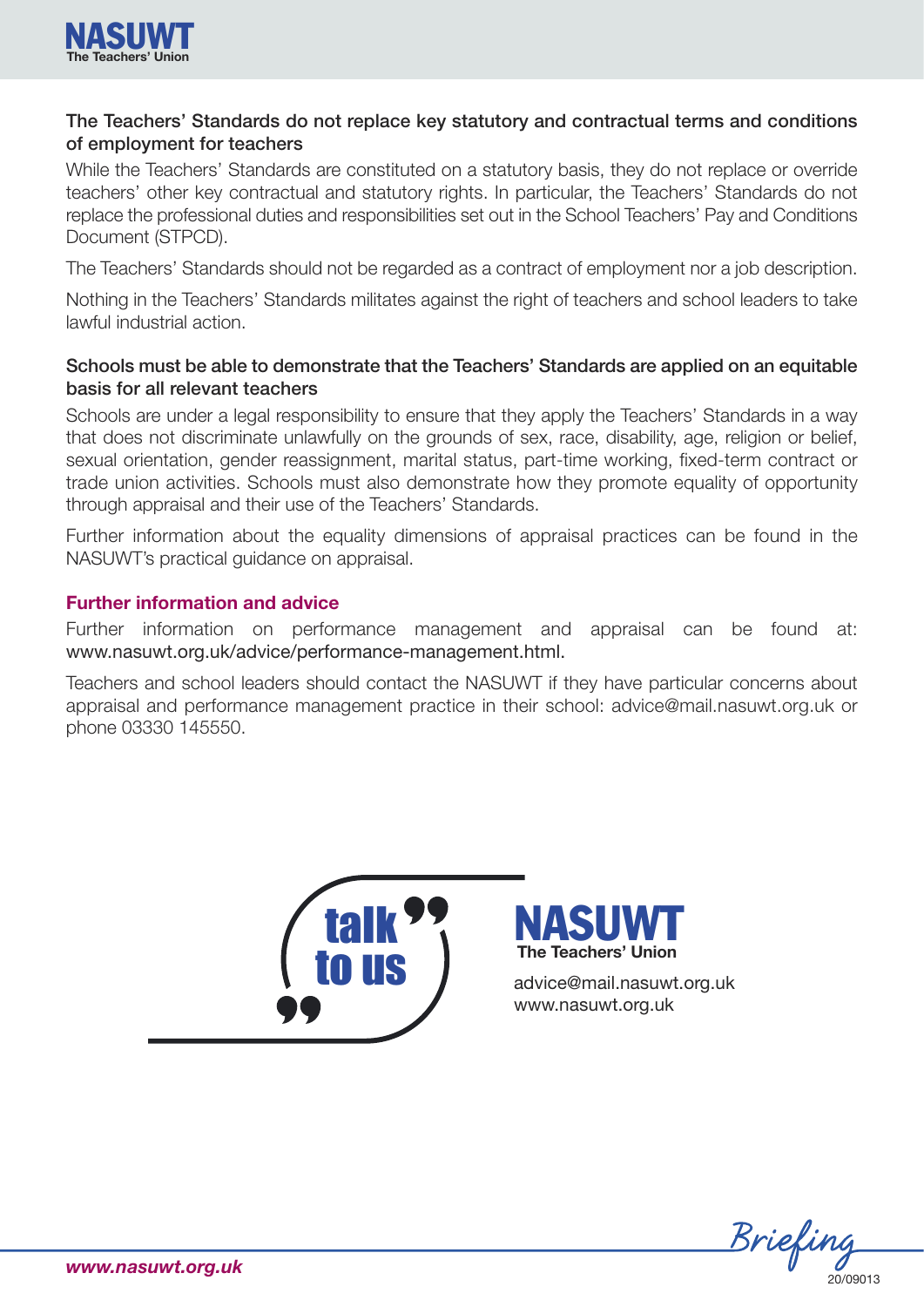### The Teachers' Standards do not replace key statutory and contractual terms and conditions of employment for teachers

While the Teachers' Standards are constituted on a statutory basis, they do not replace or override teachers' other key contractual and statutory rights. In particular, the Teachers' Standards do not replace the professional duties and responsibilities set out in the School Teachers' Pay and Conditions Document (STPCD).

The Teachers' Standards should not be regarded as a contract of employment nor a job description.

Nothing in the Teachers' Standards militates against the right of teachers and school leaders to take lawful industrial action.

### Schools must be able to demonstrate that the Teachers' Standards are applied on an equitable basis for all relevant teachers

Schools are under a legal responsibility to ensure that they apply the Teachers' Standards in a way that does not discriminate unlawfully on the grounds of sex, race, disability, age, religion or belief, sexual orientation, gender reassignment, marital status, part-time working, fixed-term contract or trade union activities. Schools must also demonstrate how they promote equality of opportunity through appraisal and their use of the Teachers' Standards.

Further information about the equality dimensions of appraisal practices can be found in the NASUWT's practical guidance on appraisal.

## Further information and advice

Further information on performance management and appraisal can be found at: www.nasuwt.org.uk/advice/performance-management.html.

Teachers and school leaders should contact the NASUWT if they have particular concerns about appraisal and performance management practice in their school: advice@mail.nasuwt.org.uk or phone 03330 145550.

talk to us

NASUWT
The Teachers' Union

advice@mail.nasuwt.org.uk
www.nasuwt.org.uk

Briefing
20/09013